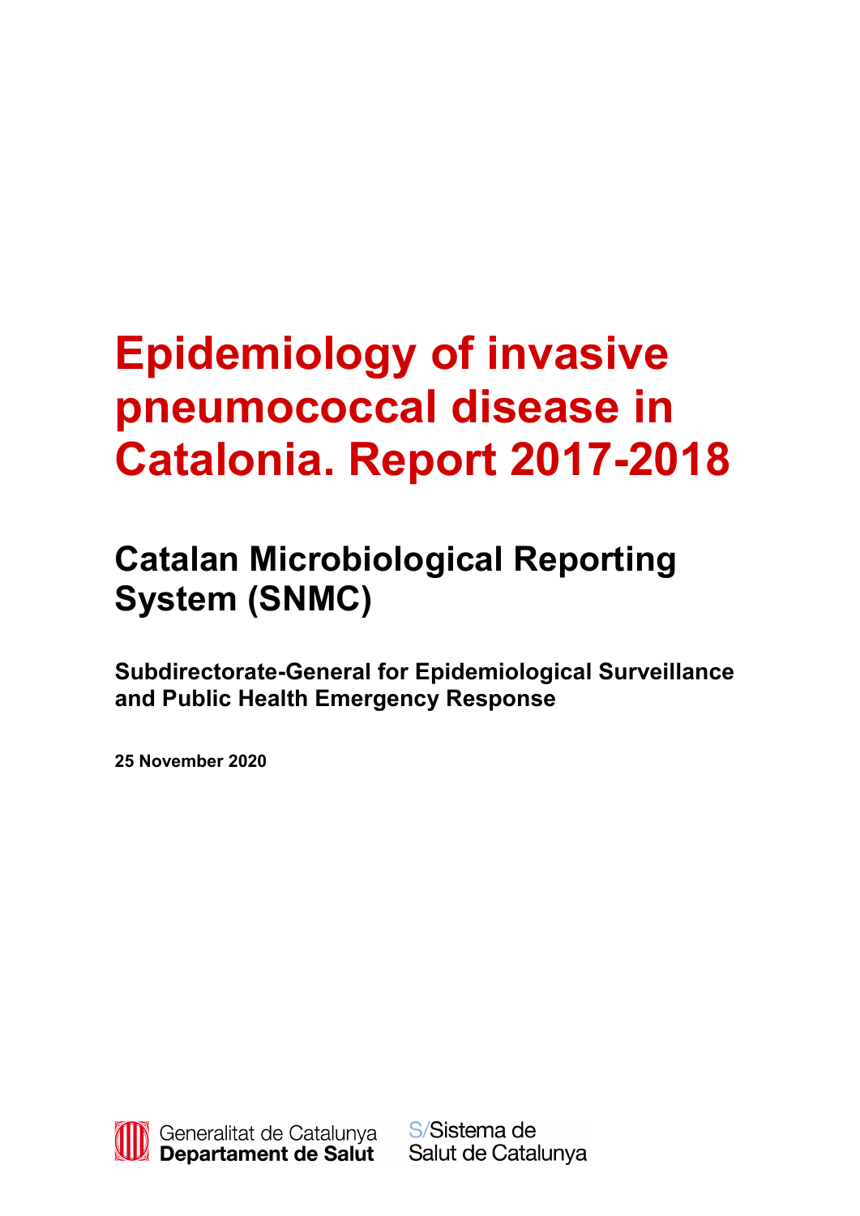# Epidemiology of invasive pneumococcal disease in Catalonia. Report 2017-2018

## Catalan Microbiological Reporting System (SNMC)

**Subdirectorate-General for Epidemiological Surveillance and Public Health Emergency Response**

**25 November 2020**

Generalitat de Catalunya
**Departament de Salut**

S/Sistema de Salut de Catalunya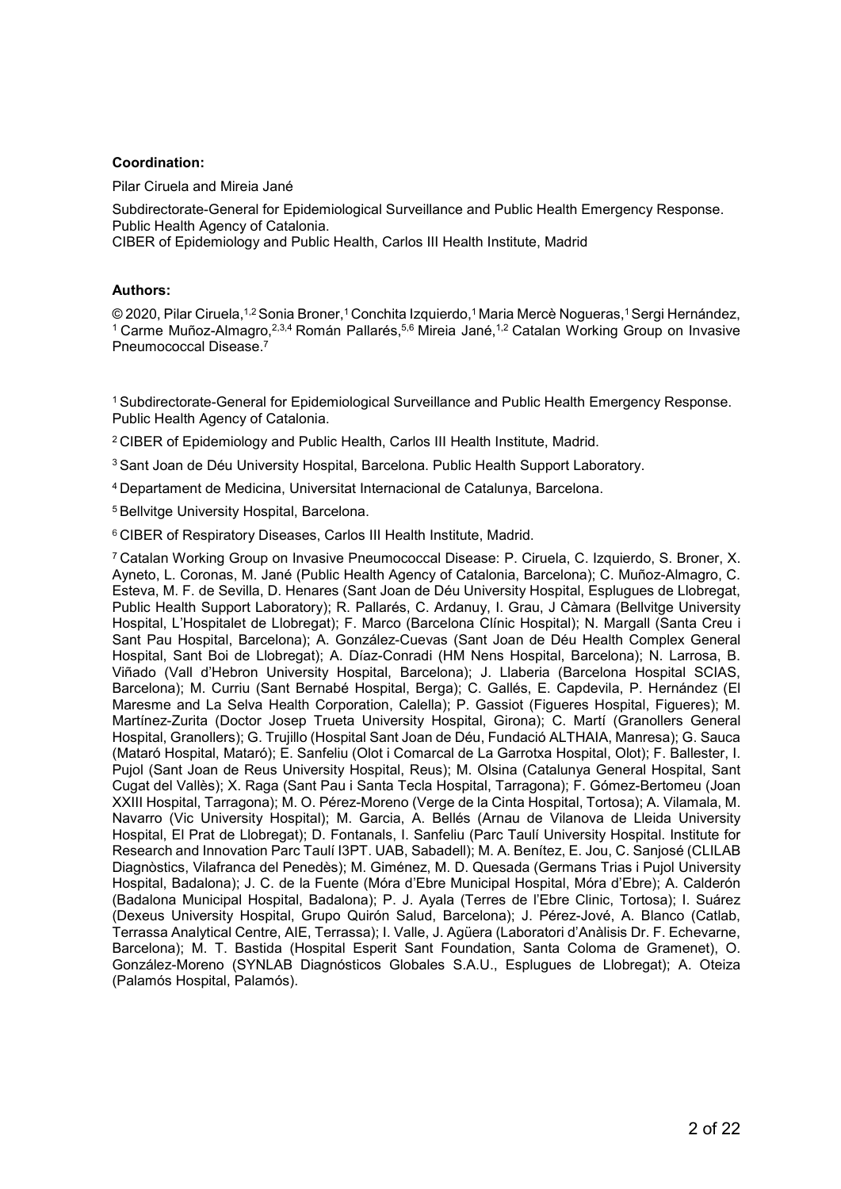**Coordination:**

Pilar Ciruela and Mireia Jané

Subdirectorate-General for Epidemiological Surveillance and Public Health Emergency Response. Public Health Agency of Catalonia.
CIBER of Epidemiology and Public Health, Carlos III Health Institute, Madrid

**Authors:**

© 2020, Pilar Ciruela,[1,2] Sonia Broner,[1] Conchita Izquierdo,[1] Maria Mercè Nogueras,[1] Sergi Hernández,[1] Carme Muñoz-Almagro,[2,3,4] Román Pallarés,[5,6] Mireia Jané,[1,2] Catalan Working Group on Invasive Pneumococcal Disease.[7]

[1] Subdirectorate-General for Epidemiological Surveillance and Public Health Emergency Response. Public Health Agency of Catalonia.

[2] CIBER of Epidemiology and Public Health, Carlos III Health Institute, Madrid.

[3] Sant Joan de Déu University Hospital, Barcelona. Public Health Support Laboratory.

[4] Departament de Medicina, Universitat Internacional de Catalunya, Barcelona.

[5] Bellvitge University Hospital, Barcelona.

[6] CIBER of Respiratory Diseases, Carlos III Health Institute, Madrid.

[7] Catalan Working Group on Invasive Pneumococcal Disease: P. Ciruela, C. Izquierdo, S. Broner, X. Ayneto, L. Coronas, M. Jané (Public Health Agency of Catalonia, Barcelona); C. Muñoz-Almagro, C. Esteva, M. F. de Sevilla, D. Henares (Sant Joan de Déu University Hospital, Esplugues de Llobregat, Public Health Support Laboratory); R. Pallarés, C. Ardanuy, I. Grau, J Càmara (Bellvitge University Hospital, L'Hospitalet de Llobregat); F. Marco (Barcelona Clínic Hospital); N. Margall (Santa Creu i Sant Pau Hospital, Barcelona); A. González-Cuevas (Sant Joan de Déu Health Complex General Hospital, Sant Boi de Llobregat); A. Díaz-Conradi (HM Nens Hospital, Barcelona); N. Larrosa, B. Viñado (Vall d'Hebron University Hospital, Barcelona); J. Llaberia (Barcelona Hospital SCIAS, Barcelona); M. Curriu (Sant Bernabé Hospital, Berga); C. Gallés, E. Capdevila, P. Hernández (El Maresme and La Selva Health Corporation, Calella); P. Gassiot (Figueres Hospital, Figueres); M. Martínez-Zurita (Doctor Josep Trueta University Hospital, Girona); C. Martí (Granollers General Hospital, Granollers); G. Trujillo (Hospital Sant Joan de Déu, Fundació ALTHAIA, Manresa); G. Sauca (Mataró Hospital, Mataró); E. Sanfeliu (Olot i Comarcal de La Garrotxa Hospital, Olot); F. Ballester, I. Pujol (Sant Joan de Reus University Hospital, Reus); M. Olsina (Catalunya General Hospital, Sant Cugat del Vallès); X. Raga (Sant Pau i Santa Tecla Hospital, Tarragona); F. Gómez-Bertomeu (Joan XXIII Hospital, Tarragona); M. O. Pérez-Moreno (Verge de la Cinta Hospital, Tortosa); A. Vilamala, M. Navarro (Vic University Hospital); M. Garcia, A. Bellés (Arnau de Vilanova de Lleida University Hospital, El Prat de Llobregat); D. Fontanals, I. Sanfeliu (Parc Taulí University Hospital. Institute for Research and Innovation Parc Taulí I3PT. UAB, Sabadell); M. A. Benítez, E. Jou, C. Sanjosé (CLILAB Diagnòstics, Vilafranca del Penedès); M. Giménez, M. D. Quesada (Germans Trias i Pujol University Hospital, Badalona); J. C. de la Fuente (Móra d'Ebre Municipal Hospital, Móra d'Ebre); A. Calderón (Badalona Municipal Hospital, Badalona); P. J. Ayala (Terres de l'Ebre Clinic, Tortosa); I. Suárez (Dexeus University Hospital, Grupo Quirón Salud, Barcelona); J. Pérez-Jové, A. Blanco (Catlab, Terrassa Analytical Centre, AIE, Terrassa); I. Valle, J. Agüera (Laboratori d'Anàlisis Dr. F. Echevarne, Barcelona); M. T. Bastida (Hospital Esperit Sant Foundation, Santa Coloma de Gramenet), O. González-Moreno (SYNLAB Diagnósticos Globales S.A.U., Esplugues de Llobregat); A. Oteiza (Palamós Hospital, Palamós).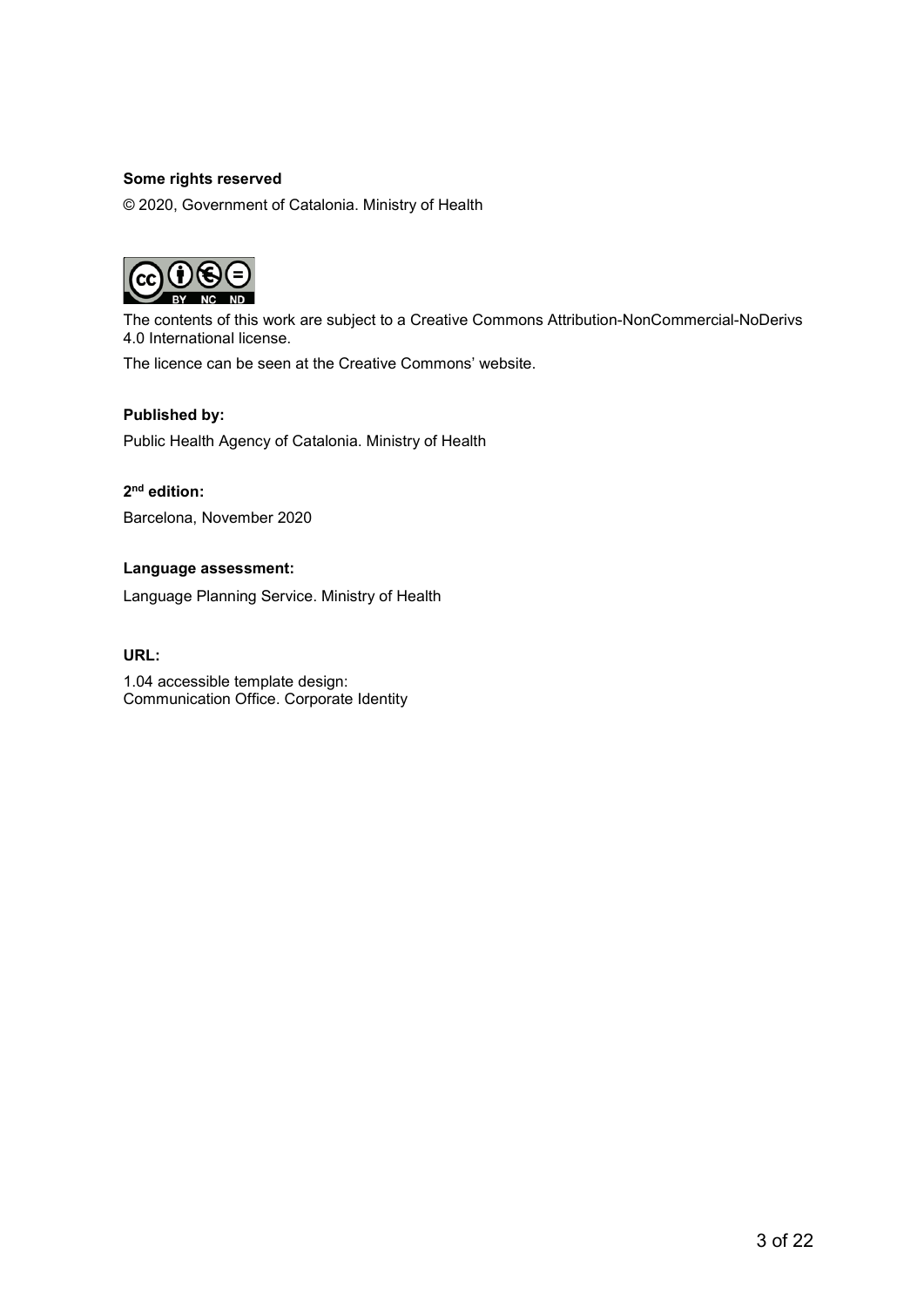**Some rights reserved**

© 2020, Government of Catalonia. Ministry of Health

The contents of this work are subject to a Creative Commons Attribution-NonCommercial-NoDerivs 4.0 International license.

The licence can be seen at the Creative Commons' website.

**Published by:**

Public Health Agency of Catalonia. Ministry of Health

**2nd edition:**

Barcelona, November 2020

**Language assessment:**

Language Planning Service. Ministry of Health

**URL:**

1.04 accessible template design:
Communication Office. Corporate Identity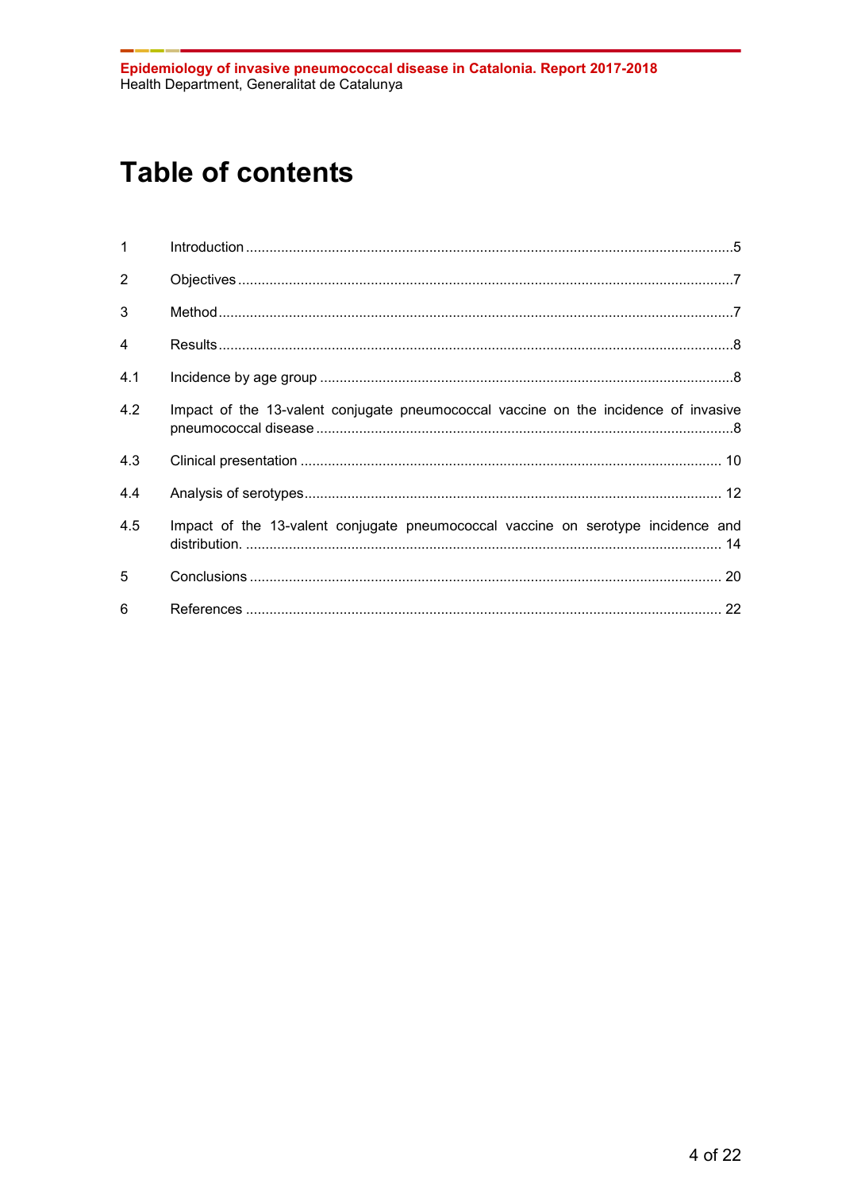# Table of contents

| | | |
|---|---|---|
| 1 | Introduction | 5 |
| 2 | Objectives | 7 |
| 3 | Method | 7 |
| 4 | Results | 8 |
| 4.1 | Incidence by age group | 8 |
| 4.2 | Impact of the 13-valent conjugate pneumococcal vaccine on the incidence of invasive pneumococcal disease | 8 |
| 4.3 | Clinical presentation | 10 |
| 4.4 | Analysis of serotypes | 12 |
| 4.5 | Impact of the 13-valent conjugate pneumococcal vaccine on serotype incidence and distribution. | 14 |
| 5 | Conclusions | 20 |
| 6 | References | 22 |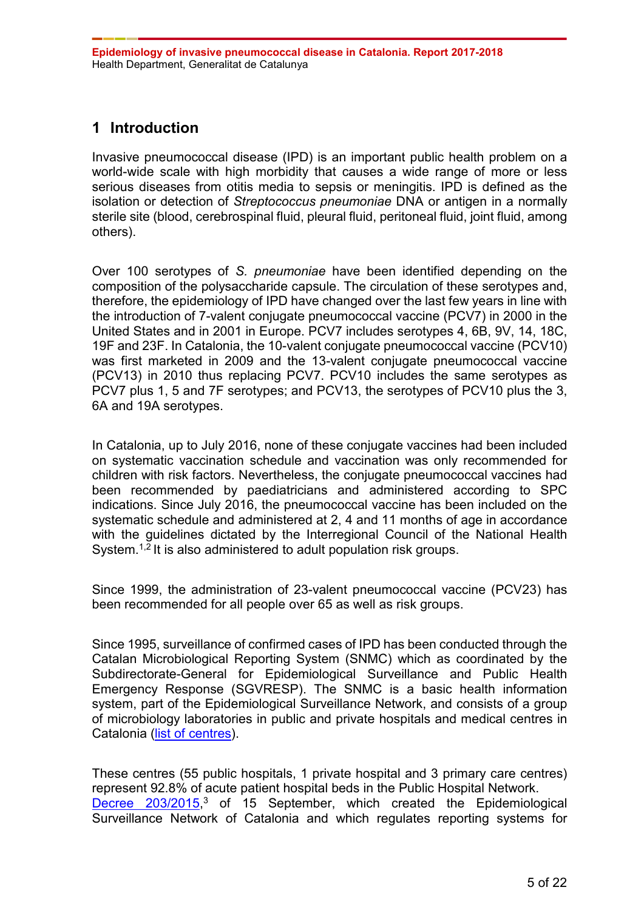# 1 Introduction

Invasive pneumococcal disease (IPD) is an important public health problem on a world-wide scale with high morbidity that causes a wide range of more or less serious diseases from otitis media to sepsis or meningitis. IPD is defined as the isolation or detection of *Streptococcus pneumoniae* DNA or antigen in a normally sterile site (blood, cerebrospinal fluid, pleural fluid, peritoneal fluid, joint fluid, among others).

Over 100 serotypes of *S. pneumoniae* have been identified depending on the composition of the polysaccharide capsule. The circulation of these serotypes and, therefore, the epidemiology of IPD have changed over the last few years in line with the introduction of 7-valent conjugate pneumococcal vaccine (PCV7) in 2000 in the United States and in 2001 in Europe. PCV7 includes serotypes 4, 6B, 9V, 14, 18C, 19F and 23F. In Catalonia, the 10-valent conjugate pneumococcal vaccine (PCV10) was first marketed in 2009 and the 13-valent conjugate pneumococcal vaccine (PCV13) in 2010 thus replacing PCV7. PCV10 includes the same serotypes as PCV7 plus 1, 5 and 7F serotypes; and PCV13, the serotypes of PCV10 plus the 3, 6A and 19A serotypes.

In Catalonia, up to July 2016, none of these conjugate vaccines had been included on systematic vaccination schedule and vaccination was only recommended for children with risk factors. Nevertheless, the conjugate pneumococcal vaccines had been recommended by paediatricians and administered according to SPC indications. Since July 2016, the pneumococcal vaccine has been included on the systematic schedule and administered at 2, 4 and 11 months of age in accordance with the guidelines dictated by the Interregional Council of the National Health System.[1,2] It is also administered to adult population risk groups.

Since 1999, the administration of 23-valent pneumococcal vaccine (PCV23) has been recommended for all people over 65 as well as risk groups.

Since 1995, surveillance of confirmed cases of IPD has been conducted through the Catalan Microbiological Reporting System (SNMC) which as coordinated by the Subdirectorate-General for Epidemiological Surveillance and Public Health Emergency Response (SGVRESP). The SNMC is a basic health information system, part of the Epidemiological Surveillance Network, and consists of a group of microbiology laboratories in public and private hospitals and medical centres in Catalonia (list of centres).

These centres (55 public hospitals, 1 private hospital and 3 primary care centres) represent 92.8% of acute patient hospital beds in the Public Hospital Network. Decree 203/2015,[3] of 15 September, which created the Epidemiological Surveillance Network of Catalonia and which regulates reporting systems for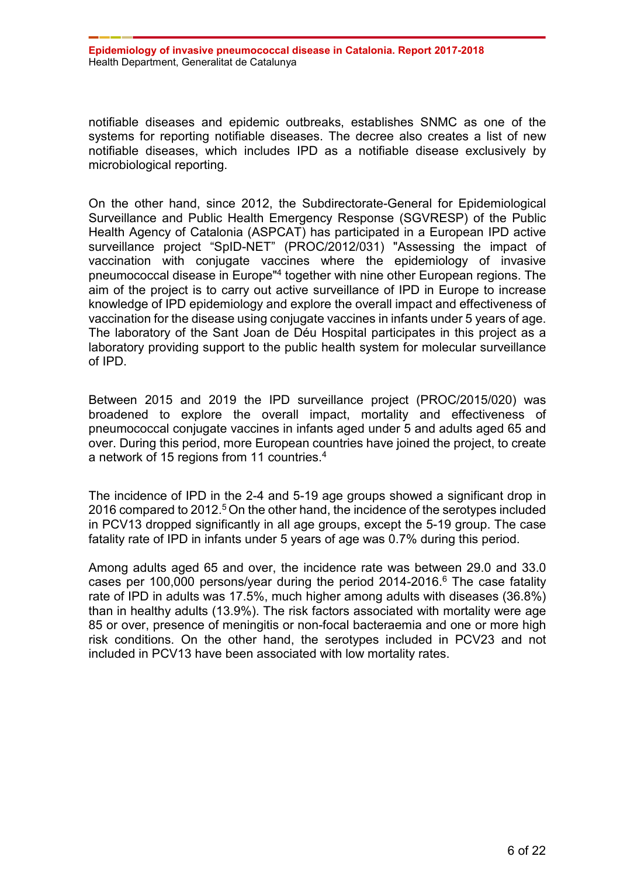notifiable diseases and epidemic outbreaks, establishes SNMC as one of the systems for reporting notifiable diseases. The decree also creates a list of new notifiable diseases, which includes IPD as a notifiable disease exclusively by microbiological reporting.

On the other hand, since 2012, the Subdirectorate-General for Epidemiological Surveillance and Public Health Emergency Response (SGVRESP) of the Public Health Agency of Catalonia (ASPCAT) has participated in a European IPD active surveillance project "SpID-NET" (PROC/2012/031) "Assessing the impact of vaccination with conjugate vaccines where the epidemiology of invasive pneumococcal disease in Europe"[4] together with nine other European regions. The aim of the project is to carry out active surveillance of IPD in Europe to increase knowledge of IPD epidemiology and explore the overall impact and effectiveness of vaccination for the disease using conjugate vaccines in infants under 5 years of age. The laboratory of the Sant Joan de Déu Hospital participates in this project as a laboratory providing support to the public health system for molecular surveillance of IPD.

Between 2015 and 2019 the IPD surveillance project (PROC/2015/020) was broadened to explore the overall impact, mortality and effectiveness of pneumococcal conjugate vaccines in infants aged under 5 and adults aged 65 and over. During this period, more European countries have joined the project, to create a network of 15 regions from 11 countries.[4]

The incidence of IPD in the 2-4 and 5-19 age groups showed a significant drop in 2016 compared to 2012.[5] On the other hand, the incidence of the serotypes included in PCV13 dropped significantly in all age groups, except the 5-19 group. The case fatality rate of IPD in infants under 5 years of age was 0.7% during this period.

Among adults aged 65 and over, the incidence rate was between 29.0 and 33.0 cases per 100,000 persons/year during the period 2014-2016.[6] The case fatality rate of IPD in adults was 17.5%, much higher among adults with diseases (36.8%) than in healthy adults (13.9%). The risk factors associated with mortality were age 85 or over, presence of meningitis or non-focal bacteraemia and one or more high risk conditions. On the other hand, the serotypes included in PCV23 and not included in PCV13 have been associated with low mortality rates.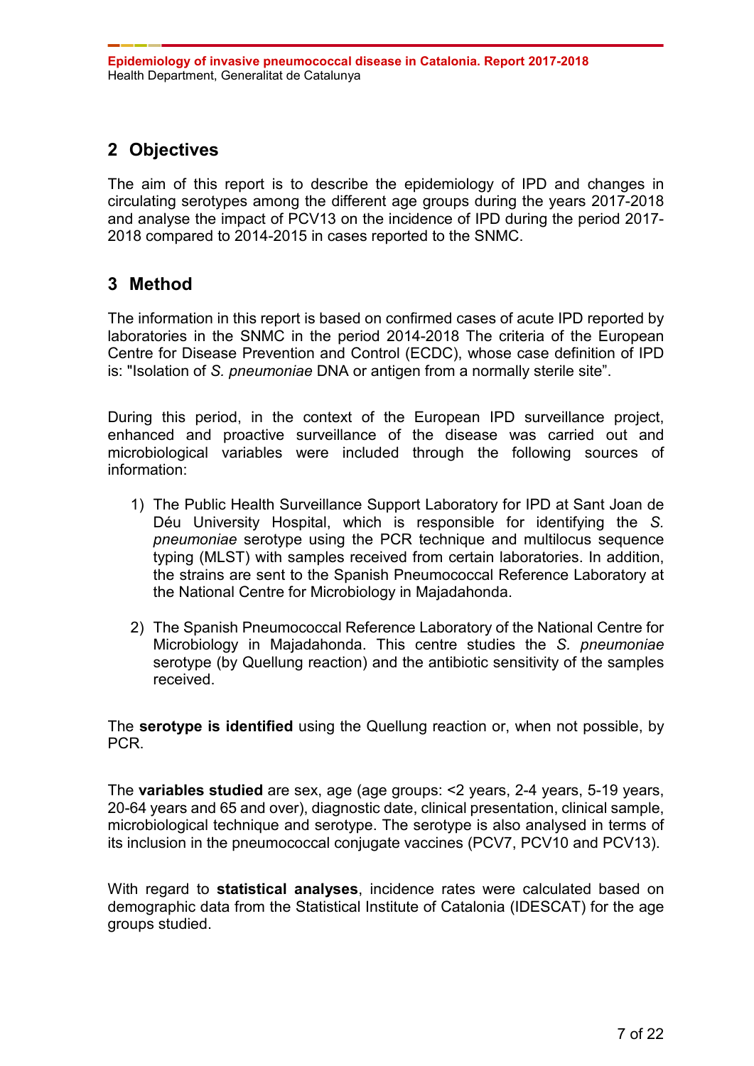## 2 Objectives

The aim of this report is to describe the epidemiology of IPD and changes in circulating serotypes among the different age groups during the years 2017-2018 and analyse the impact of PCV13 on the incidence of IPD during the period 2017-2018 compared to 2014-2015 in cases reported to the SNMC.

## 3 Method

The information in this report is based on confirmed cases of acute IPD reported by laboratories in the SNMC in the period 2014-2018 The criteria of the European Centre for Disease Prevention and Control (ECDC), whose case definition of IPD is: "Isolation of *S. pneumoniae* DNA or antigen from a normally sterile site".

During this period, in the context of the European IPD surveillance project, enhanced and proactive surveillance of the disease was carried out and microbiological variables were included through the following sources of information:

1) The Public Health Surveillance Support Laboratory for IPD at Sant Joan de Déu University Hospital, which is responsible for identifying the *S. pneumoniae* serotype using the PCR technique and multilocus sequence typing (MLST) with samples received from certain laboratories. In addition, the strains are sent to the Spanish Pneumococcal Reference Laboratory at the National Centre for Microbiology in Majadahonda.

2) The Spanish Pneumococcal Reference Laboratory of the National Centre for Microbiology in Majadahonda. This centre studies the *S. pneumoniae* serotype (by Quellung reaction) and the antibiotic sensitivity of the samples received.

The **serotype is identified** using the Quellung reaction or, when not possible, by PCR.

The **variables studied** are sex, age (age groups: <2 years, 2-4 years, 5-19 years, 20-64 years and 65 and over), diagnostic date, clinical presentation, clinical sample, microbiological technique and serotype. The serotype is also analysed in terms of its inclusion in the pneumococcal conjugate vaccines (PCV7, PCV10 and PCV13).

With regard to **statistical analyses**, incidence rates were calculated based on demographic data from the Statistical Institute of Catalonia (IDESCAT) for the age groups studied.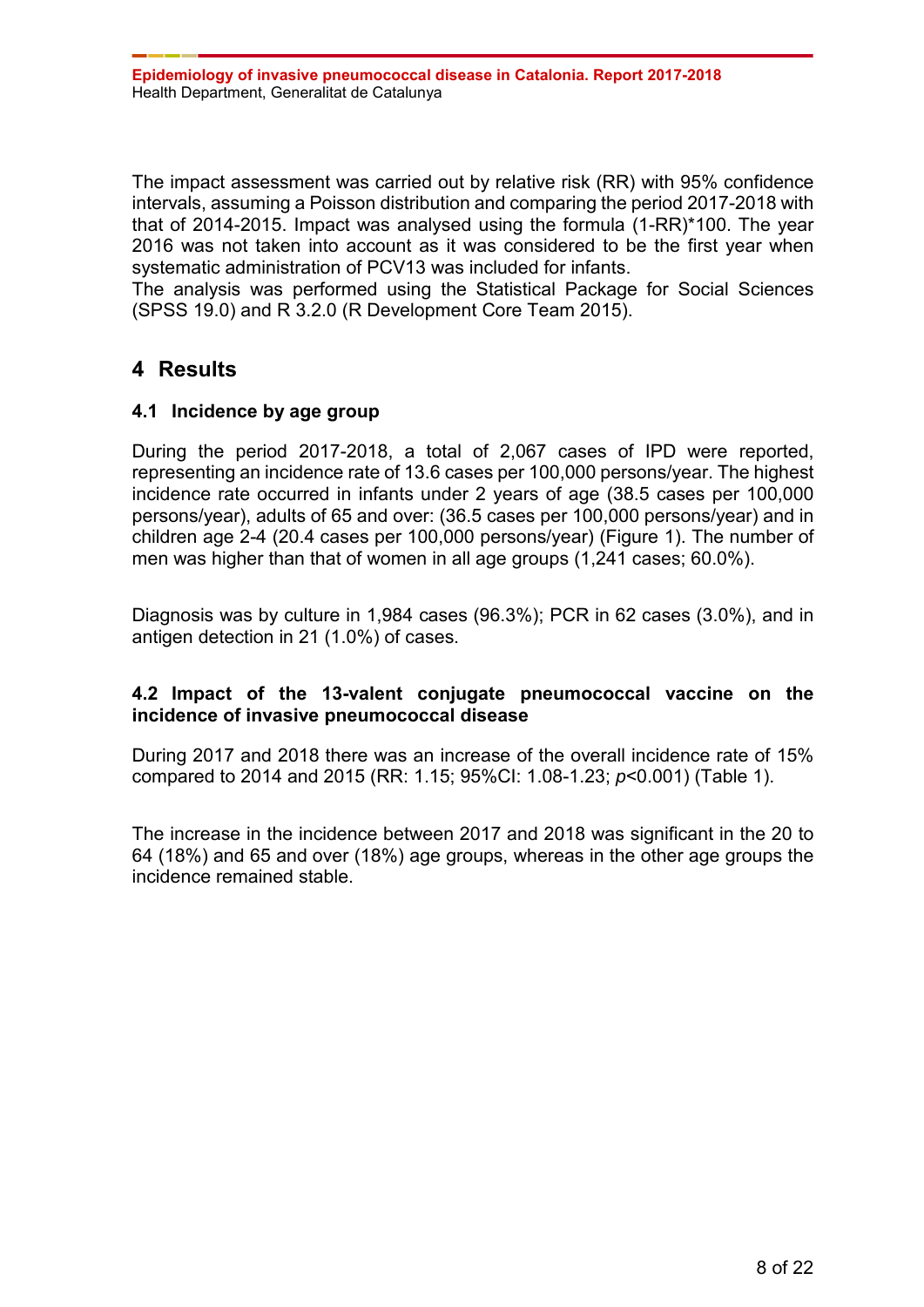The impact assessment was carried out by relative risk (RR) with 95% confidence intervals, assuming a Poisson distribution and comparing the period 2017-2018 with that of 2014-2015. Impact was analysed using the formula (1-RR)*100. The year 2016 was not taken into account as it was considered to be the first year when systematic administration of PCV13 was included for infants.
The analysis was performed using the Statistical Package for Social Sciences (SPSS 19.0) and R 3.2.0 (R Development Core Team 2015).

# 4 Results

## 4.1 Incidence by age group

During the period 2017-2018, a total of 2,067 cases of IPD were reported, representing an incidence rate of 13.6 cases per 100,000 persons/year. The highest incidence rate occurred in infants under 2 years of age (38.5 cases per 100,000 persons/year), adults of 65 and over: (36.5 cases per 100,000 persons/year) and in children age 2-4 (20.4 cases per 100,000 persons/year) (Figure 1). The number of men was higher than that of women in all age groups (1,241 cases; 60.0%).

Diagnosis was by culture in 1,984 cases (96.3%); PCR in 62 cases (3.0%), and in antigen detection in 21 (1.0%) of cases.

## 4.2 Impact of the 13-valent conjugate pneumococcal vaccine on the incidence of invasive pneumococcal disease

During 2017 and 2018 there was an increase of the overall incidence rate of 15% compared to 2014 and 2015 (RR: 1.15; 95%CI: 1.08-1.23; $p$<0.001) (Table 1).

The increase in the incidence between 2017 and 2018 was significant in the 20 to 64 (18%) and 65 and over (18%) age groups, whereas in the other age groups the incidence remained stable.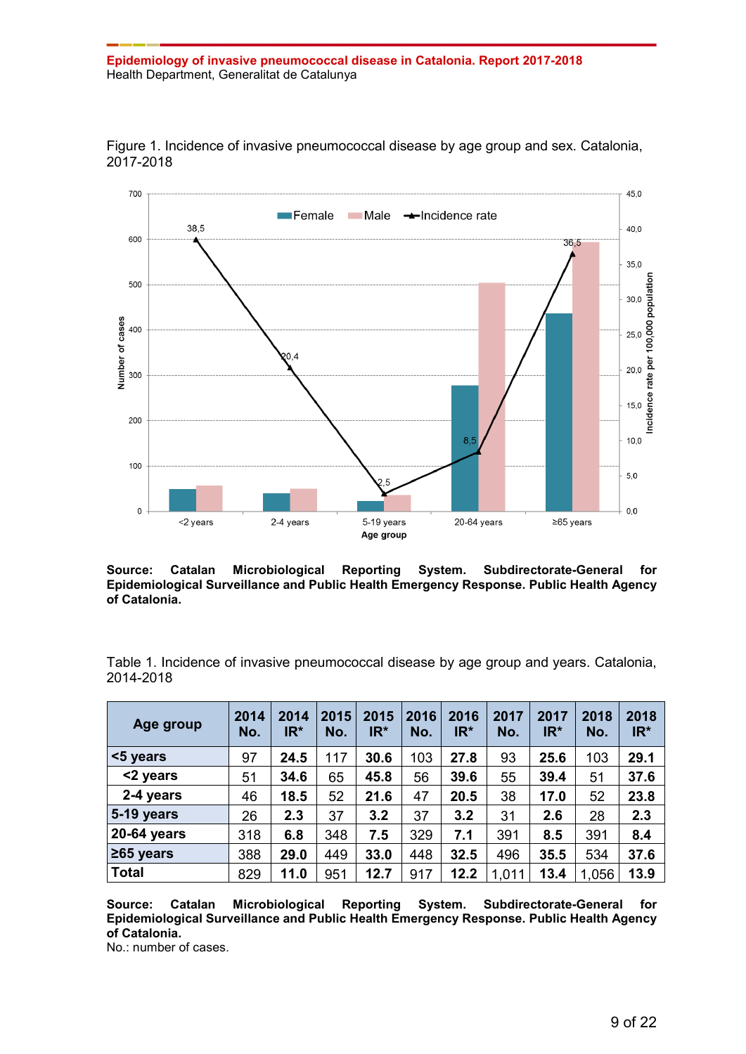Figure 1. Incidence of invasive pneumococcal disease by age group and sex. Catalonia, 2017-2018

**Source: Catalan Microbiological Reporting System. Subdirectorate-General for Epidemiological Surveillance and Public Health Emergency Response. Public Health Agency of Catalonia.**

Table 1. Incidence of invasive pneumococcal disease by age group and years. Catalonia, 2014-2018

| Age group | 2014 No. | 2014 IR* | 2015 No. | 2015 IR* | 2016 No. | 2016 IR* | 2017 No. | 2017 IR* | 2018 No. | 2018 IR* |
|---|---|---|---|---|---|---|---|---|---|---|
| **<5 years** | 97 | **24.5** | 117 | **30.6** | 103 | **27.8** | 93 | **25.6** | 103 | **29.1** |
| **<2 years** | 51 | **34.6** | 65 | **45.8** | 56 | **39.6** | 55 | **39.4** | 51 | **37.6** |
| **2-4 years** | 46 | **18.5** | 52 | **21.6** | 47 | **20.5** | 38 | **17.0** | 52 | **23.8** |
| **5-19 years** | 26 | **2.3** | 37 | **3.2** | 37 | **3.2** | 31 | **2.6** | 28 | **2.3** |
| **20-64 years** | 318 | **6.8** | 348 | **7.5** | 329 | **7.1** | 391 | **8.5** | 391 | **8.4** |
| **≥65 years** | 388 | **29.0** | 449 | **33.0** | 448 | **32.5** | 496 | **35.5** | 534 | **37.6** |
| **Total** | 829 | **11.0** | 951 | **12.7** | 917 | **12.2** | 1,011 | **13.4** | 1,056 | **13.9** |

**Source: Catalan Microbiological Reporting System. Subdirectorate-General for Epidemiological Surveillance and Public Health Emergency Response. Public Health Agency of Catalonia.**
No.: number of cases.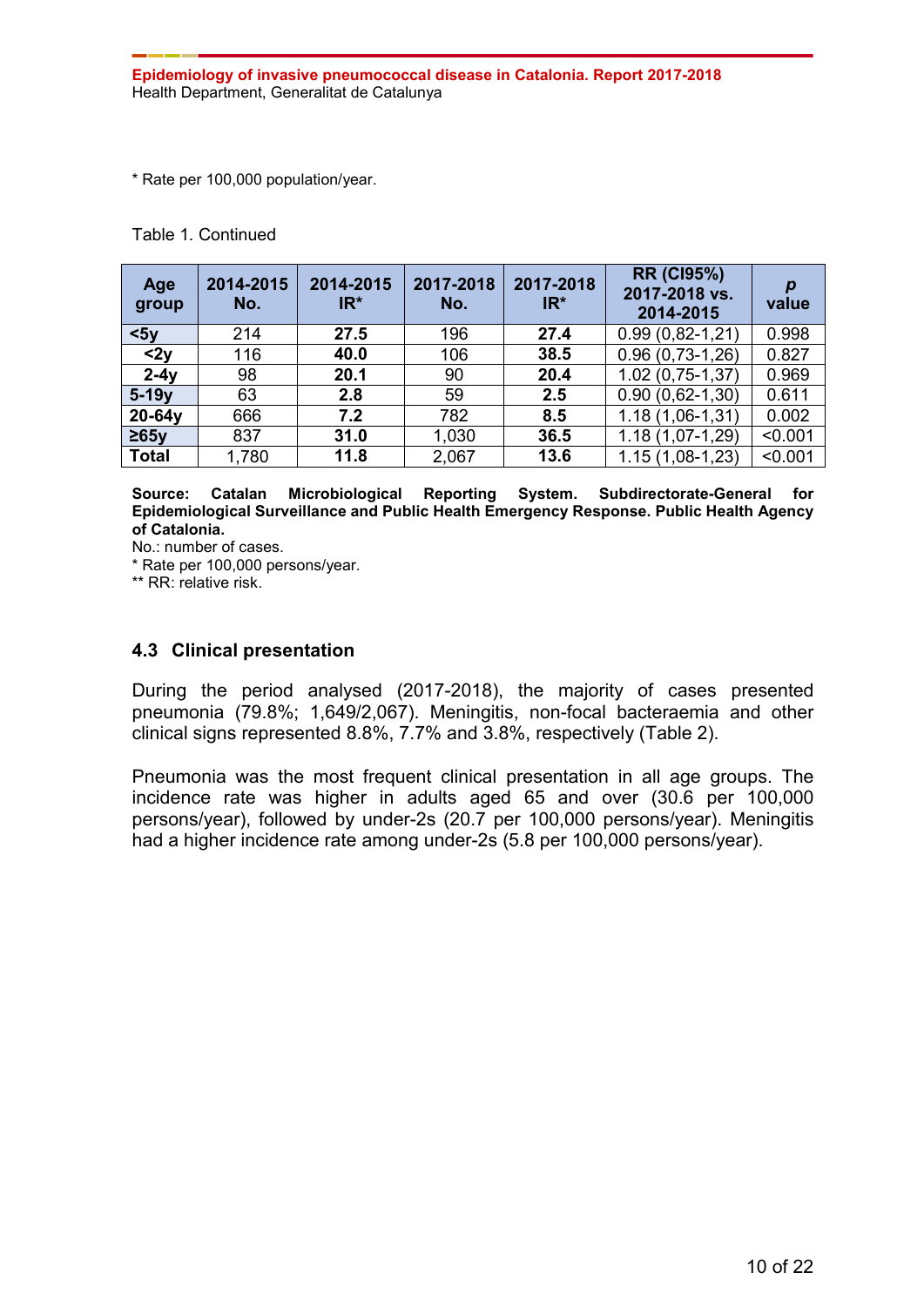* Rate per 100,000 population/year.

Table 1. Continued

| Age group | 2014-2015 No. | 2014-2015 IR* | 2017-2018 No. | 2017-2018 IR* | RR (CI95%) 2017-2018 vs. 2014-2015 | *p* value |
|---|---|---|---|---|---|---|
| **<5y** | 214 | **27.5** | 196 | **27.4** | 0.99 (0,82-1,21) | 0.998 |
| **<2y** | 116 | **40.0** | 106 | **38.5** | 0.96 (0,73-1,26) | 0.827 |
| **2-4y** | 98 | **20.1** | 90 | **20.4** | 1.02 (0,75-1,37) | 0.969 |
| **5-19y** | 63 | **2.8** | 59 | **2.5** | 0.90 (0,62-1,30) | 0.611 |
| **20-64y** | 666 | **7.2** | 782 | **8.5** | 1.18 (1,06-1,31) | 0.002 |
| **≥65y** | 837 | **31.0** | 1,030 | **36.5** | 1.18 (1,07-1,29) | <0.001 |
| **Total** | 1,780 | **11.8** | 2,067 | **13.6** | 1.15 (1,08-1,23) | <0.001 |

**Source: Catalan Microbiological Reporting System. Subdirectorate-General for Epidemiological Surveillance and Public Health Emergency Response. Public Health Agency of Catalonia.**
No.: number of cases.
* Rate per 100,000 persons/year.
** RR: relative risk.

### 4.3 Clinical presentation

During the period analysed (2017-2018), the majority of cases presented pneumonia (79.8%; 1,649/2,067). Meningitis, non-focal bacteraemia and other clinical signs represented 8.8%, 7.7% and 3.8%, respectively (Table 2).

Pneumonia was the most frequent clinical presentation in all age groups. The incidence rate was higher in adults aged 65 and over (30.6 per 100,000 persons/year), followed by under-2s (20.7 per 100,000 persons/year). Meningitis had a higher incidence rate among under-2s (5.8 per 100,000 persons/year).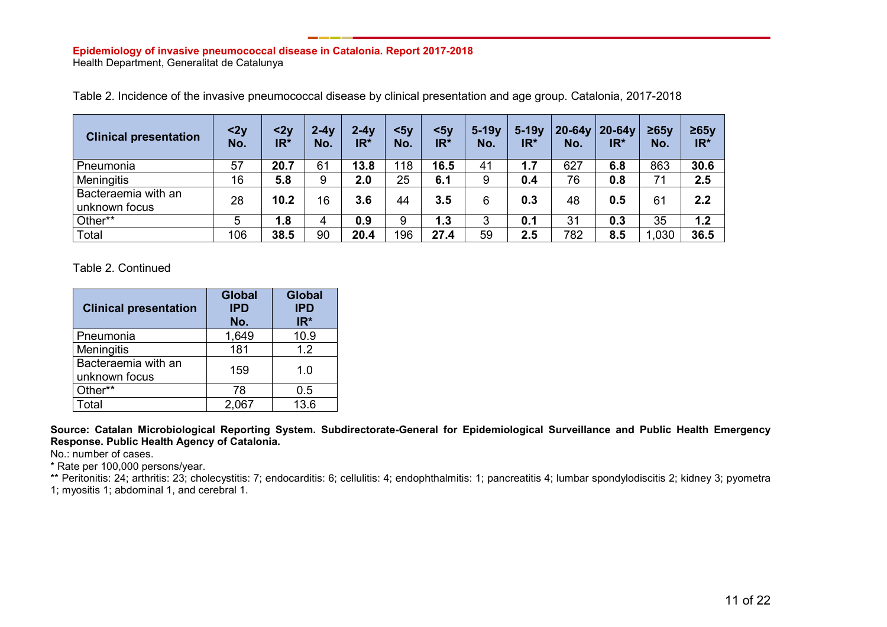Table 2. Incidence of the invasive pneumococcal disease by clinical presentation and age group. Catalonia, 2017-2018

| Clinical presentation | <2y No. | <2y IR* | 2-4y No. | 2-4y IR* | <5y No. | <5y IR* | 5-19y No. | 5-19y IR* | 20-64y No. | 20-64y IR* | ≥65y No. | ≥65y IR* |
|---|---|---|---|---|---|---|---|---|---|---|---|---|
| Pneumonia | 57 | **20.7** | 61 | **13.8** | 118 | **16.5** | 41 | **1.7** | 627 | **6.8** | 863 | **30.6** |
| Meningitis | 16 | **5.8** | 9 | **2.0** | 25 | **6.1** | 9 | **0.4** | 76 | **0.8** | 71 | **2.5** |
| Bacteraemia with an unknown focus | 28 | **10.2** | 16 | **3.6** | 44 | **3.5** | 6 | **0.3** | 48 | **0.5** | 61 | **2.2** |
| Other** | 5 | **1.8** | 4 | **0.9** | 9 | **1.3** | 3 | **0.1** | 31 | **0.3** | 35 | **1.2** |
| Total | 106 | **38.5** | 90 | **20.4** | 196 | **27.4** | 59 | **2.5** | 782 | **8.5** | 1,030 | **36.5** |

Table 2. Continued

| Clinical presentation | Global IPD No. | Global IPD IR* |
|---|---|---|
| Pneumonia | 1,649 | 10.9 |
| Meningitis | 181 | 1.2 |
| Bacteraemia with an unknown focus | 159 | 1.0 |
| Other** | 78 | 0.5 |
| Total | 2,067 | 13.6 |

**Source: Catalan Microbiological Reporting System. Subdirectorate-General for Epidemiological Surveillance and Public Health Emergency Response. Public Health Agency of Catalonia.**

No.: number of cases.

* Rate per 100,000 persons/year.

** Peritonitis: 24; arthritis: 23; cholecystitis: 7; endocarditis: 6; cellulitis: 4; endophthalmitis: 1; pancreatitis 4; lumbar spondylodiscitis 2; kidney 3; pyometra 1; myositis 1; abdominal 1, and cerebral 1.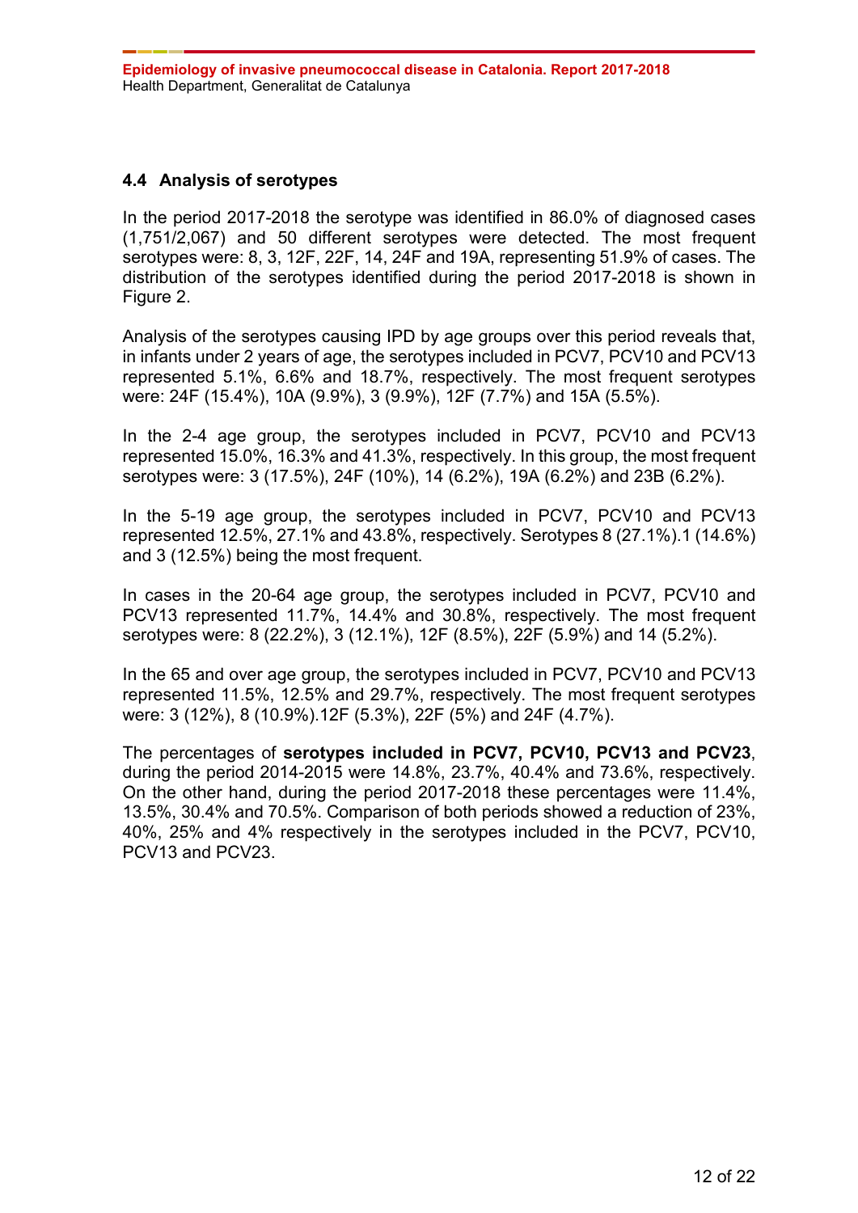### 4.4 Analysis of serotypes

In the period 2017-2018 the serotype was identified in 86.0% of diagnosed cases (1,751/2,067) and 50 different serotypes were detected. The most frequent serotypes were: 8, 3, 12F, 22F, 14, 24F and 19A, representing 51.9% of cases. The distribution of the serotypes identified during the period 2017-2018 is shown in Figure 2.

Analysis of the serotypes causing IPD by age groups over this period reveals that, in infants under 2 years of age, the serotypes included in PCV7, PCV10 and PCV13 represented 5.1%, 6.6% and 18.7%, respectively. The most frequent serotypes were: 24F (15.4%), 10A (9.9%), 3 (9.9%), 12F (7.7%) and 15A (5.5%).

In the 2-4 age group, the serotypes included in PCV7, PCV10 and PCV13 represented 15.0%, 16.3% and 41.3%, respectively. In this group, the most frequent serotypes were: 3 (17.5%), 24F (10%), 14 (6.2%), 19A (6.2%) and 23B (6.2%).

In the 5-19 age group, the serotypes included in PCV7, PCV10 and PCV13 represented 12.5%, 27.1% and 43.8%, respectively. Serotypes 8 (27.1%).1 (14.6%) and 3 (12.5%) being the most frequent.

In cases in the 20-64 age group, the serotypes included in PCV7, PCV10 and PCV13 represented 11.7%, 14.4% and 30.8%, respectively. The most frequent serotypes were: 8 (22.2%), 3 (12.1%), 12F (8.5%), 22F (5.9%) and 14 (5.2%).

In the 65 and over age group, the serotypes included in PCV7, PCV10 and PCV13 represented 11.5%, 12.5% and 29.7%, respectively. The most frequent serotypes were: 3 (12%), 8 (10.9%).12F (5.3%), 22F (5%) and 24F (4.7%).

The percentages of **serotypes included in PCV7, PCV10, PCV13 and PCV23**, during the period 2014-2015 were 14.8%, 23.7%, 40.4% and 73.6%, respectively. On the other hand, during the period 2017-2018 these percentages were 11.4%, 13.5%, 30.4% and 70.5%. Comparison of both periods showed a reduction of 23%, 40%, 25% and 4% respectively in the serotypes included in the PCV7, PCV10, PCV13 and PCV23.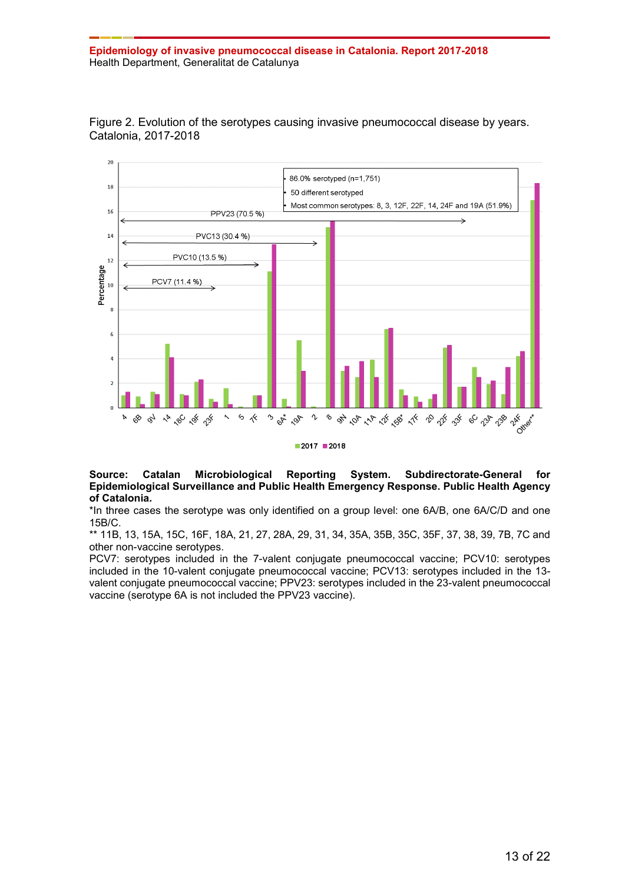Figure 2. Evolution of the serotypes causing invasive pneumococcal disease by years. Catalonia, 2017-2018

**Source: Catalan Microbiological Reporting System. Subdirectorate-General for Epidemiological Surveillance and Public Health Emergency Response. Public Health Agency of Catalonia.**

*In three cases the serotype was only identified on a group level: one 6A/B, one 6A/C/D and one 15B/C.

** 11B, 13, 15A, 15C, 16F, 18A, 21, 27, 28A, 29, 31, 34, 35A, 35B, 35C, 35F, 37, 38, 39, 7B, 7C and other non-vaccine serotypes.

PCV7: serotypes included in the 7-valent conjugate pneumococcal vaccine; PCV10: serotypes included in the 10-valent conjugate pneumococcal vaccine; PCV13: serotypes included in the 13-valent conjugate pneumococcal vaccine; PPV23: serotypes included in the 23-valent pneumococcal vaccine (serotype 6A is not included the PPV23 vaccine).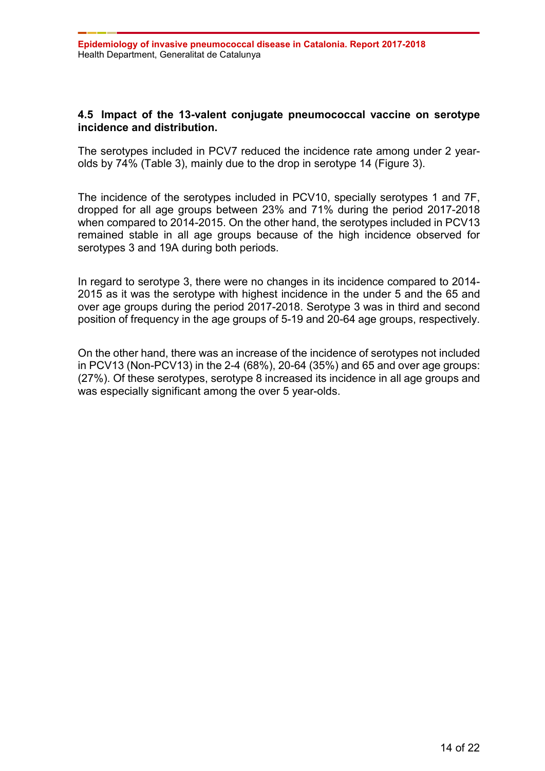### 4.5 Impact of the 13-valent conjugate pneumococcal vaccine on serotype incidence and distribution.

The serotypes included in PCV7 reduced the incidence rate among under 2 year-olds by 74% (Table 3), mainly due to the drop in serotype 14 (Figure 3).

The incidence of the serotypes included in PCV10, specially serotypes 1 and 7F, dropped for all age groups between 23% and 71% during the period 2017-2018 when compared to 2014-2015. On the other hand, the serotypes included in PCV13 remained stable in all age groups because of the high incidence observed for serotypes 3 and 19A during both periods.

In regard to serotype 3, there were no changes in its incidence compared to 2014-2015 as it was the serotype with highest incidence in the under 5 and the 65 and over age groups during the period 2017-2018. Serotype 3 was in third and second position of frequency in the age groups of 5-19 and 20-64 age groups, respectively.

On the other hand, there was an increase of the incidence of serotypes not included in PCV13 (Non-PCV13) in the 2-4 (68%), 20-64 (35%) and 65 and over age groups: (27%). Of these serotypes, serotype 8 increased its incidence in all age groups and was especially significant among the over 5 year-olds.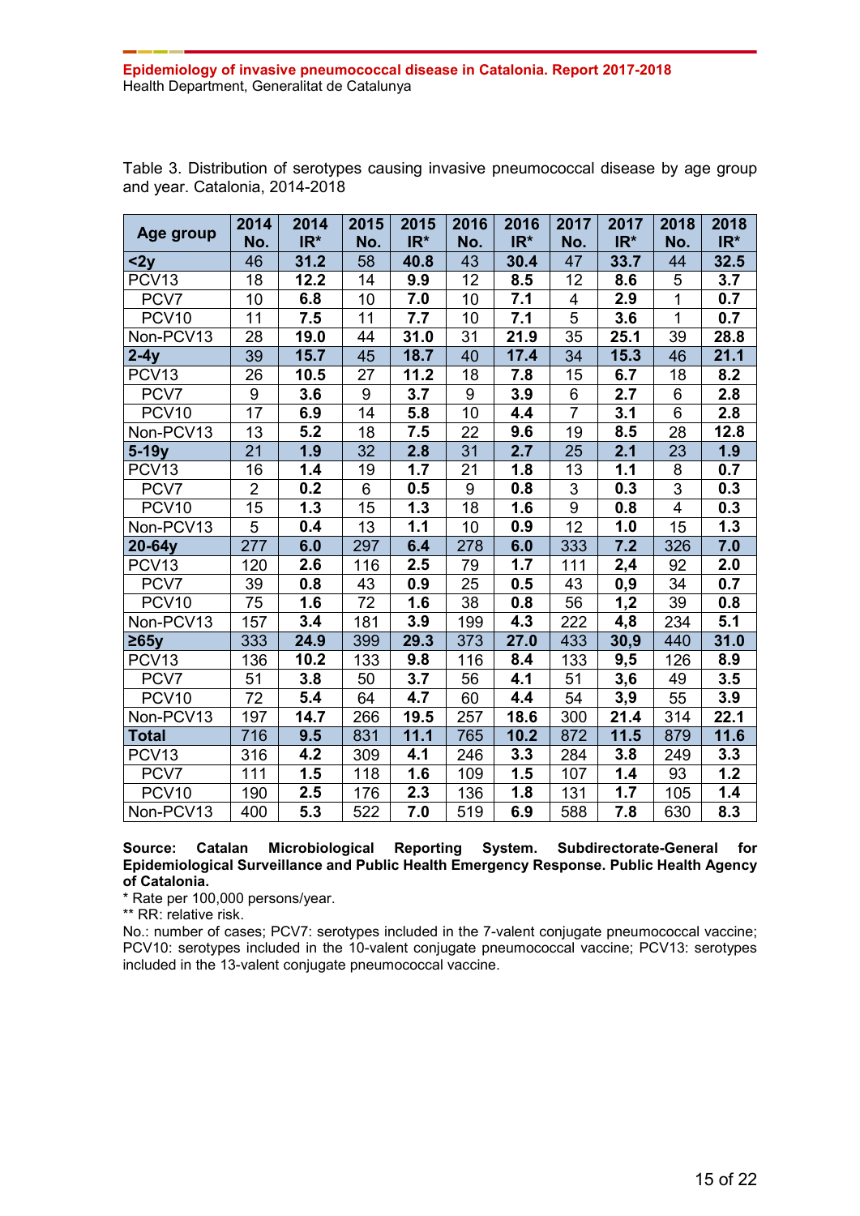Table 3. Distribution of serotypes causing invasive pneumococcal disease by age group and year. Catalonia, 2014-2018

| Age group | 2014 No. | 2014 IR* | 2015 No. | 2015 IR* | 2016 No. | 2016 IR* | 2017 No. | 2017 IR* | 2018 No. | 2018 IR* |
|---|---|---|---|---|---|---|---|---|---|---|
| **<2y** | 46 | **31.2** | 58 | **40.8** | 43 | **30.4** | 47 | **33.7** | 44 | **32.5** |
| PCV13 | 18 | **12.2** | 14 | **9.9** | 12 | **8.5** | 12 | **8.6** | 5 | **3.7** |
| PCV7 | 10 | **6.8** | 10 | **7.0** | 10 | **7.1** | 4 | **2.9** | 1 | **0.7** |
| PCV10 | 11 | **7.5** | 11 | **7.7** | 10 | **7.1** | 5 | **3.6** | 1 | **0.7** |
| Non-PCV13 | 28 | **19.0** | 44 | **31.0** | 31 | **21.9** | 35 | **25.1** | 39 | **28.8** |
| **2-4y** | 39 | **15.7** | 45 | **18.7** | 40 | **17.4** | 34 | **15.3** | 46 | **21.1** |
| PCV13 | 26 | **10.5** | 27 | **11.2** | 18 | **7.8** | 15 | **6.7** | 18 | **8.2** |
| PCV7 | 9 | **3.6** | 9 | **3.7** | 9 | **3.9** | 6 | **2.7** | 6 | **2.8** |
| PCV10 | 17 | **6.9** | 14 | **5.8** | 10 | **4.4** | 7 | **3.1** | 6 | **2.8** |
| Non-PCV13 | 13 | **5.2** | 18 | **7.5** | 22 | **9.6** | 19 | **8.5** | 28 | **12.8** |
| **5-19y** | 21 | **1.9** | 32 | **2.8** | 31 | **2.7** | 25 | **2.1** | 23 | **1.9** |
| PCV13 | 16 | **1.4** | 19 | **1.7** | 21 | **1.8** | 13 | **1.1** | 8 | **0.7** |
| PCV7 | 2 | **0.2** | 6 | **0.5** | 9 | **0.8** | 3 | **0.3** | 3 | **0.3** |
| PCV10 | 15 | **1.3** | 15 | **1.3** | 18 | **1.6** | 9 | **0.8** | 4 | **0.3** |
| Non-PCV13 | 5 | **0.4** | 13 | **1.1** | 10 | **0.9** | 12 | **1.0** | 15 | **1.3** |
| **20-64y** | 277 | **6.0** | 297 | **6.4** | 278 | **6.0** | 333 | **7.2** | 326 | **7.0** |
| PCV13 | 120 | **2.6** | 116 | **2.5** | 79 | **1.7** | 111 | **2,4** | 92 | **2.0** |
| PCV7 | 39 | **0.8** | 43 | **0.9** | 25 | **0.5** | 43 | **0,9** | 34 | **0.7** |
| PCV10 | 75 | **1.6** | 72 | **1.6** | 38 | **0.8** | 56 | **1,2** | 39 | **0.8** |
| Non-PCV13 | 157 | **3.4** | 181 | **3.9** | 199 | **4.3** | 222 | **4,8** | 234 | **5.1** |
| **≥65y** | 333 | **24.9** | 399 | **29.3** | 373 | **27.0** | 433 | **30,9** | 440 | **31.0** |
| PCV13 | 136 | **10.2** | 133 | **9.8** | 116 | **8.4** | 133 | **9,5** | 126 | **8.9** |
| PCV7 | 51 | **3.8** | 50 | **3.7** | 56 | **4.1** | 51 | **3,6** | 49 | **3.5** |
| PCV10 | 72 | **5.4** | 64 | **4.7** | 60 | **4.4** | 54 | **3,9** | 55 | **3.9** |
| Non-PCV13 | 197 | **14.7** | 266 | **19.5** | 257 | **18.6** | 300 | **21.4** | 314 | **22.1** |
| **Total** | 716 | **9.5** | 831 | **11.1** | 765 | **10.2** | 872 | **11.5** | 879 | **11.6** |
| PCV13 | 316 | **4.2** | 309 | **4.1** | 246 | **3.3** | 284 | **3.8** | 249 | **3.3** |
| PCV7 | 111 | **1.5** | 118 | **1.6** | 109 | **1.5** | 107 | **1.4** | 93 | **1.2** |
| PCV10 | 190 | **2.5** | 176 | **2.3** | 136 | **1.8** | 131 | **1.7** | 105 | **1.4** |
| Non-PCV13 | 400 | **5.3** | 522 | **7.0** | 519 | **6.9** | 588 | **7.8** | 630 | **8.3** |

**Source: Catalan Microbiological Reporting System. Subdirectorate-General for Epidemiological Surveillance and Public Health Emergency Response. Public Health Agency of Catalonia.**

\* Rate per 100,000 persons/year.

** RR: relative risk.

No.: number of cases; PCV7: serotypes included in the 7-valent conjugate pneumococcal vaccine; PCV10: serotypes included in the 10-valent conjugate pneumococcal vaccine; PCV13: serotypes included in the 13-valent conjugate pneumococcal vaccine.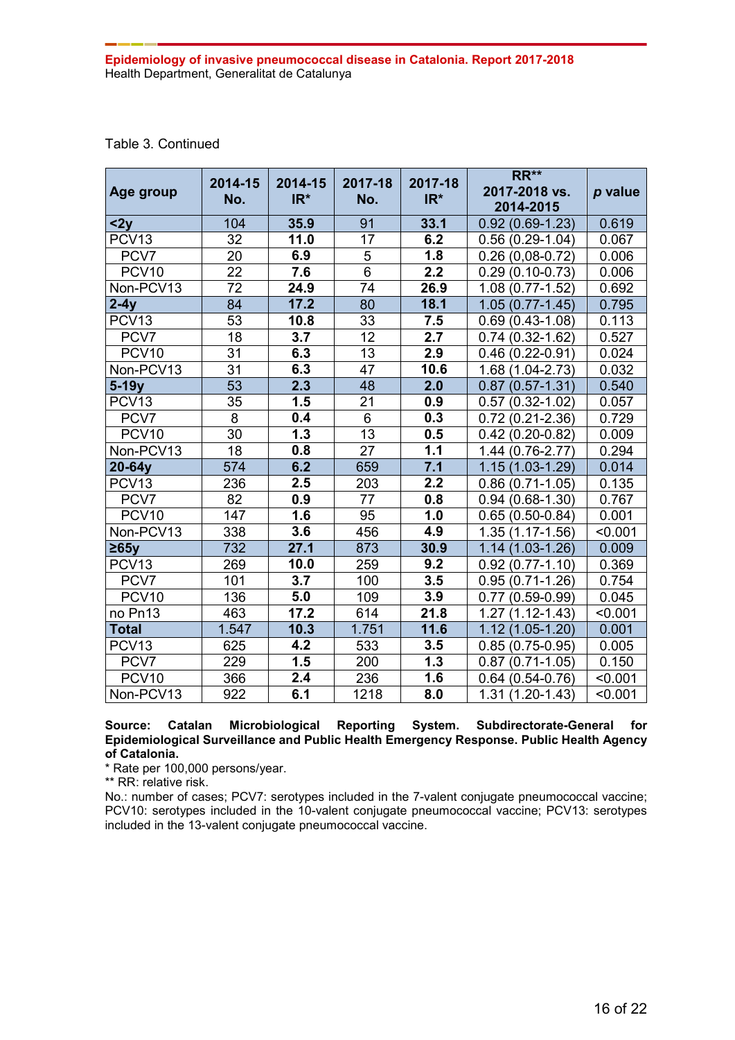Table 3. Continued

| Age group | 2014-15 No. | 2014-15 IR* | 2017-18 No. | 2017-18 IR* | RR** 2017-2018 vs. 2014-2015 | *p* value |
|---|---|---|---|---|---|---|
| **<2y** | 104 | **35.9** | 91 | **33.1** | 0.92 (0.69-1.23) | 0.619 |
| PCV13 | 32 | **11.0** | 17 | **6.2** | 0.56 (0.29-1.04) | 0.067 |
| PCV7 | 20 | **6.9** | 5 | **1.8** | 0.26 (0,08-0.72) | 0.006 |
| PCV10 | 22 | **7.6** | 6 | **2.2** | 0.29 (0.10-0.73) | 0.006 |
| Non-PCV13 | 72 | **24.9** | 74 | **26.9** | 1.08 (0.77-1.52) | 0.692 |
| **2-4y** | 84 | **17.2** | 80 | **18.1** | 1.05 (0.77-1.45) | 0.795 |
| PCV13 | 53 | **10.8** | 33 | **7.5** | 0.69 (0.43-1.08) | 0.113 |
| PCV7 | 18 | **3.7** | 12 | **2.7** | 0.74 (0.32-1.62) | 0.527 |
| PCV10 | 31 | **6.3** | 13 | **2.9** | 0.46 (0.22-0.91) | 0.024 |
| Non-PCV13 | 31 | **6.3** | 47 | **10.6** | 1.68 (1.04-2.73) | 0.032 |
| **5-19y** | 53 | **2.3** | 48 | **2.0** | 0.87 (0.57-1.31) | 0.540 |
| PCV13 | 35 | **1.5** | 21 | **0.9** | 0.57 (0.32-1.02) | 0.057 |
| PCV7 | 8 | **0.4** | 6 | **0.3** | 0.72 (0.21-2.36) | 0.729 |
| PCV10 | 30 | **1.3** | 13 | **0.5** | 0.42 (0.20-0.82) | 0.009 |
| Non-PCV13 | 18 | **0.8** | 27 | **1.1** | 1.44 (0.76-2.77) | 0.294 |
| **20-64y** | 574 | **6.2** | 659 | **7.1** | 1.15 (1.03-1.29) | 0.014 |
| PCV13 | 236 | **2.5** | 203 | **2.2** | 0.86 (0.71-1.05) | 0.135 |
| PCV7 | 82 | **0.9** | 77 | **0.8** | 0.94 (0.68-1.30) | 0.767 |
| PCV10 | 147 | **1.6** | 95 | **1.0** | 0.65 (0.50-0.84) | 0.001 |
| Non-PCV13 | 338 | **3.6** | 456 | **4.9** | 1.35 (1.17-1.56) | <0.001 |
| **≥65y** | 732 | **27.1** | 873 | **30.9** | 1.14 (1.03-1.26) | 0.009 |
| PCV13 | 269 | **10.0** | 259 | **9.2** | 0.92 (0.77-1.10) | 0.369 |
| PCV7 | 101 | **3.7** | 100 | **3.5** | 0.95 (0.71-1.26) | 0.754 |
| PCV10 | 136 | **5.0** | 109 | **3.9** | 0.77 (0.59-0.99) | 0.045 |
| no Pn13 | 463 | **17.2** | 614 | **21.8** | 1.27 (1.12-1.43) | <0.001 |
| **Total** | 1.547 | **10.3** | 1.751 | **11.6** | 1.12 (1.05-1.20) | 0.001 |
| PCV13 | 625 | **4.2** | 533 | **3.5** | 0.85 (0.75-0.95) | 0.005 |
| PCV7 | 229 | **1.5** | 200 | **1.3** | 0.87 (0.71-1.05) | 0.150 |
| PCV10 | 366 | **2.4** | 236 | **1.6** | 0.64 (0.54-0.76) | <0.001 |
| Non-PCV13 | 922 | **6.1** | 1218 | **8.0** | 1.31 (1.20-1.43) | <0.001 |

**Source: Catalan Microbiological Reporting System. Subdirectorate-General for Epidemiological Surveillance and Public Health Emergency Response. Public Health Agency of Catalonia.**

\* Rate per 100,000 persons/year.

\*\* RR: relative risk.

No.: number of cases; PCV7: serotypes included in the 7-valent conjugate pneumococcal vaccine; PCV10: serotypes included in the 10-valent conjugate pneumococcal vaccine; PCV13: serotypes included in the 13-valent conjugate pneumococcal vaccine.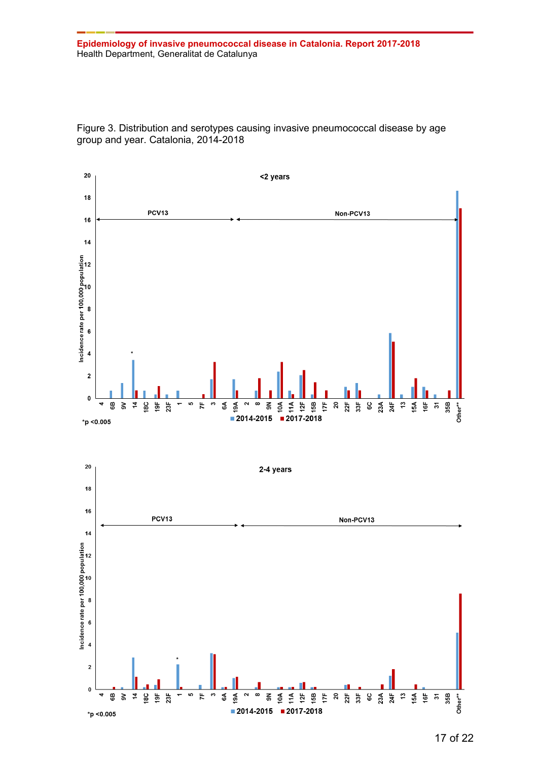Figure 3. Distribution and serotypes causing invasive pneumococcal disease by age group and year. Catalonia, 2014-2018

<2 years

Incidence rate per 100,000 population

20
18
16
14
12
10
8
6
4
2
0

PCV13

Non-PCV13

*

4 6B 9V 14 18C 19F 23F 1 5 7F 3 6A 19A 2 8 9N 10A 11A 12F 15B 17F 20 22F 33F 6C 23A 24F 13 15A 16F 31 35B Other**

2014-2015 2017-2018

*p <0.005

2-4 years

Incidence rate per 100,000 population

20
18
16
14
12
10
8
6
4
2
0

PCV13

Non-PCV13

*

4 6B 9V 14 18C 19F 23F 1 5 7F 3 6A 19A 2 8 9N 10A 11A 12F 15B 17F 20 22F 33F 6C 23A 24F 13 15A 16F 31 35B Other**

2014-2015 2017-2018

*p <0.005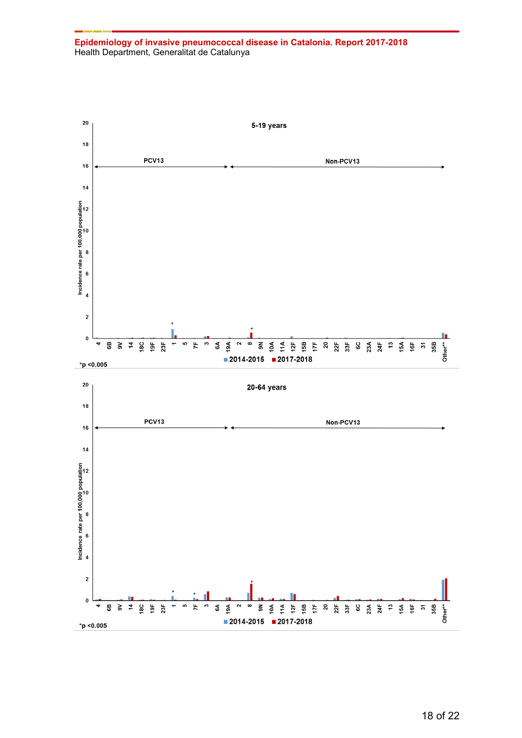5-19 years

PCV13 ← → Non-PCV13

Incidence rate per 100,000 population

4, 6B, 9V, 14, 18C, 19F, 23F, 1, 5, 7F, 3, 6A, 19A, 2, 8, 9N, 10A, 11A, 12F, 15B, 17F, 20, 22F, 33F, 6C, 23A, 24F, 13, 15A, 16F, 31, 35B, Other**

■ 2014-2015 ■ 2017-2018

*p <0.005

20-64 years

PCV13 ← → Non-PCV13

Incidence rate per 100,000 population

4, 6B, 9V, 14, 18C, 19F, 23F, 1, 5, 7F, 3, 6A, 19A, 2, 8, 9N, 10A, 11A, 12F, 15B, 17F, 20, 22F, 33F, 6C, 23A, 24F, 13, 15A, 16F, 31, 35B, Other**

■ 2014-2015 ■ 2017-2018

*p <0.005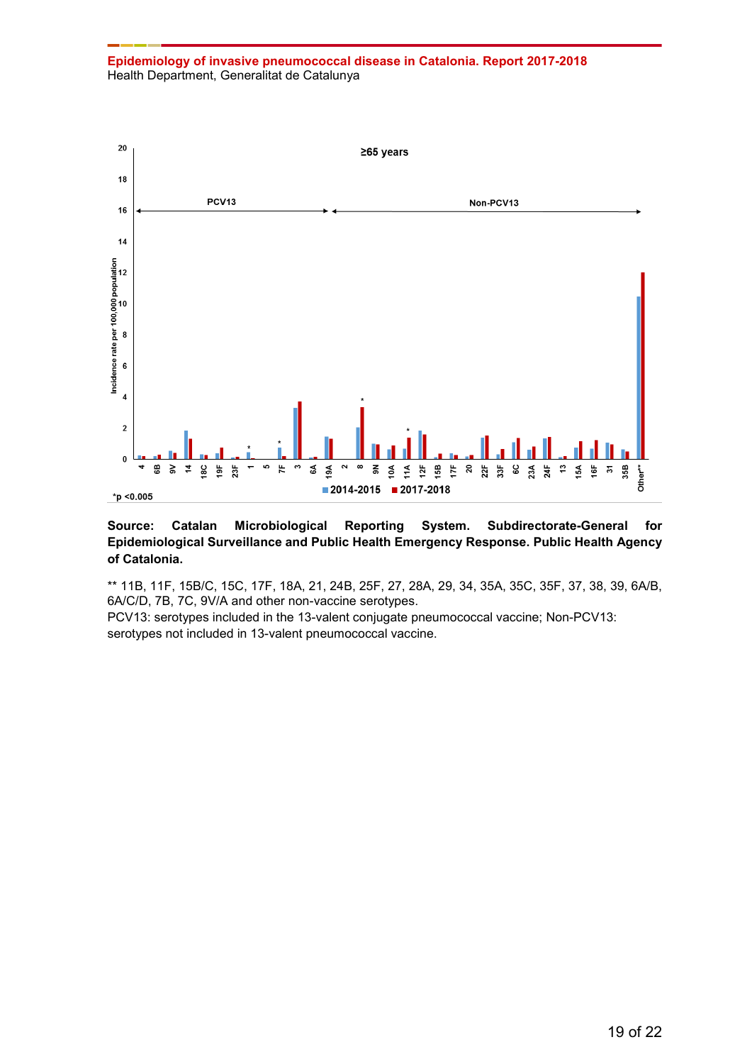≥65 years

PCV13 | Non-PCV13

Incidence rate per 100,000 population

4, 6B, 9V, 14, 18C, 19F, 23F, 1, 5, 7F, 3, 6A, 19A, 2, 8, 9N, 10A, 11A, 12F, 15B, 17F, 20, 22F, 33F, 6C, 23A, 24F, 13, 15A, 16F, 31, 35B, Other**

2014-2015 | 2017-2018

*p <0.005

**Source: Catalan Microbiological Reporting System. Subdirectorate-General for Epidemiological Surveillance and Public Health Emergency Response. Public Health Agency of Catalonia.**

** 11B, 11F, 15B/C, 15C, 17F, 18A, 21, 24B, 25F, 27, 28A, 29, 34, 35A, 35C, 35F, 37, 38, 39, 6A/B, 6A/C/D, 7B, 7C, 9V/A and other non-vaccine serotypes.
PCV13: serotypes included in the 13-valent conjugate pneumococcal vaccine; Non-PCV13: serotypes not included in 13-valent pneumococcal vaccine.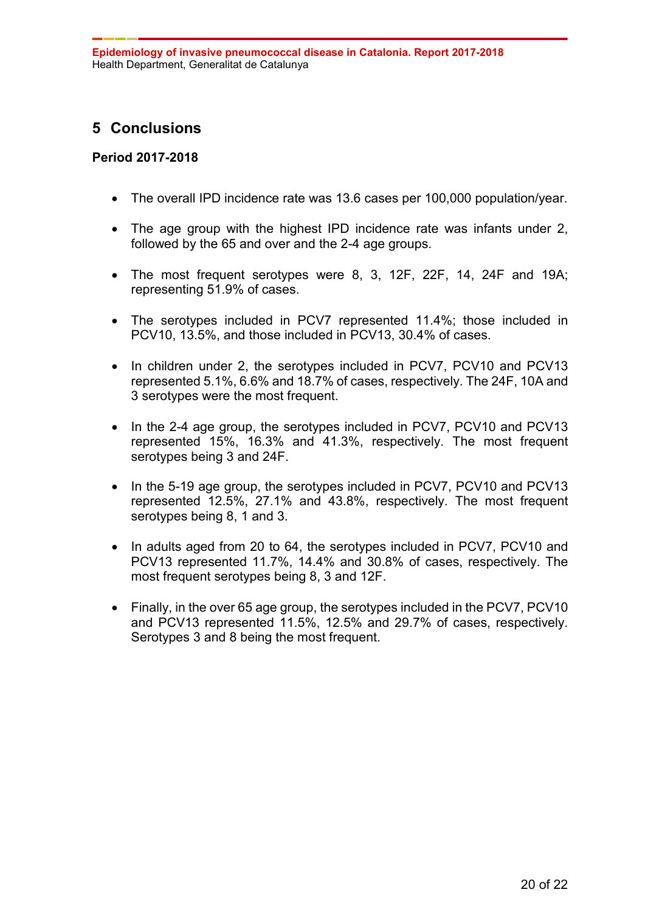# 5 Conclusions

**Period 2017-2018**

- The overall IPD incidence rate was 13.6 cases per 100,000 population/year.
- The age group with the highest IPD incidence rate was infants under 2, followed by the 65 and over and the 2-4 age groups.
- The most frequent serotypes were 8, 3, 12F, 22F, 14, 24F and 19A; representing 51.9% of cases.
- The serotypes included in PCV7 represented 11.4%; those included in PCV10, 13.5%, and those included in PCV13, 30.4% of cases.
- In children under 2, the serotypes included in PCV7, PCV10 and PCV13 represented 5.1%, 6.6% and 18.7% of cases, respectively. The 24F, 10A and 3 serotypes were the most frequent.
- In the 2-4 age group, the serotypes included in PCV7, PCV10 and PCV13 represented 15%, 16.3% and 41.3%, respectively. The most frequent serotypes being 3 and 24F.
- In the 5-19 age group, the serotypes included in PCV7, PCV10 and PCV13 represented 12.5%, 27.1% and 43.8%, respectively. The most frequent serotypes being 8, 1 and 3.
- In adults aged from 20 to 64, the serotypes included in PCV7, PCV10 and PCV13 represented 11.7%, 14.4% and 30.8% of cases, respectively. The most frequent serotypes being 8, 3 and 12F.
- Finally, in the over 65 age group, the serotypes included in the PCV7, PCV10 and PCV13 represented 11.5%, 12.5% and 29.7% of cases, respectively. Serotypes 3 and 8 being the most frequent.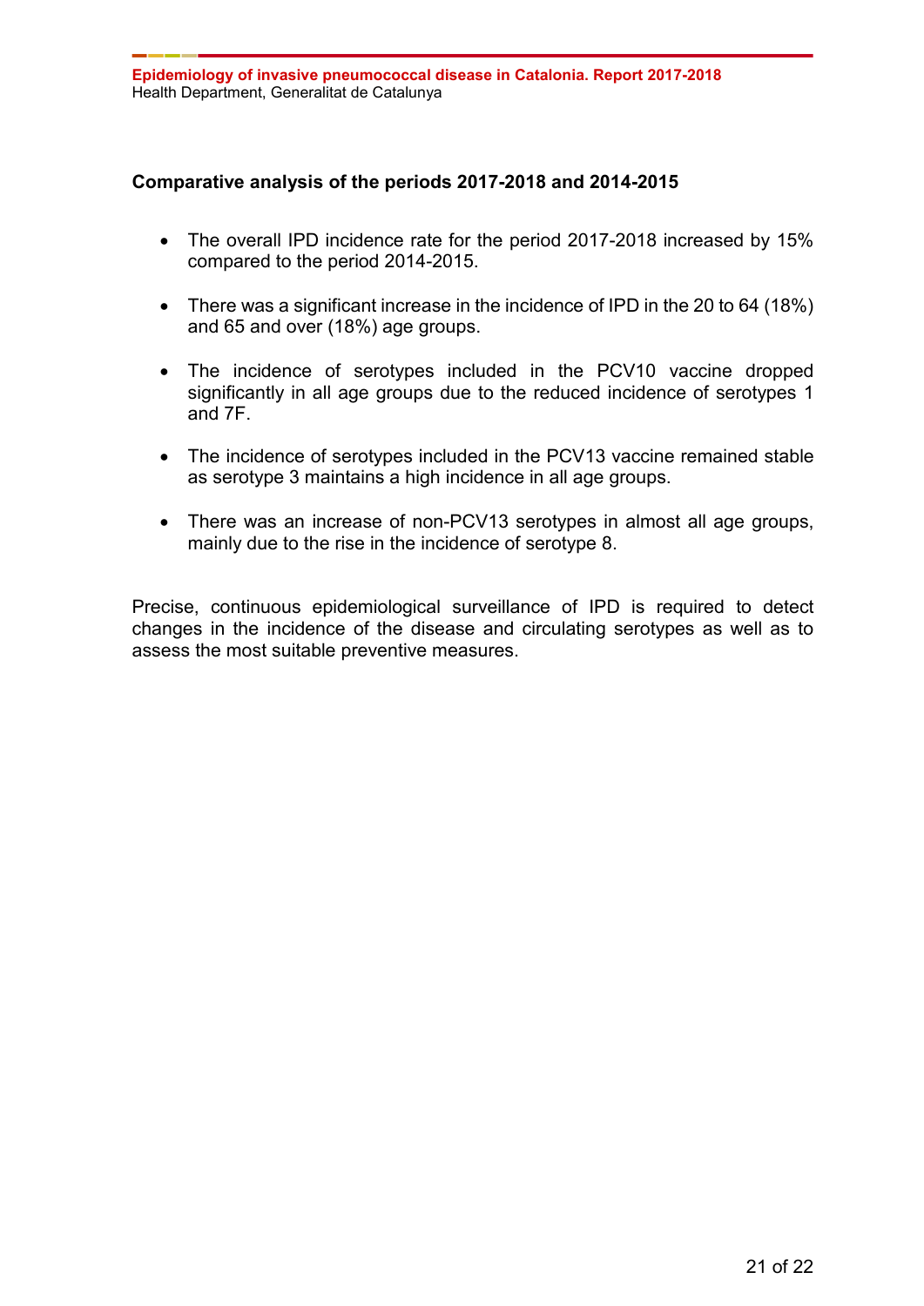**Comparative analysis of the periods 2017-2018 and 2014-2015**

- The overall IPD incidence rate for the period 2017-2018 increased by 15% compared to the period 2014-2015.
- There was a significant increase in the incidence of IPD in the 20 to 64 (18%) and 65 and over (18%) age groups.
- The incidence of serotypes included in the PCV10 vaccine dropped significantly in all age groups due to the reduced incidence of serotypes 1 and 7F.
- The incidence of serotypes included in the PCV13 vaccine remained stable as serotype 3 maintains a high incidence in all age groups.
- There was an increase of non-PCV13 serotypes in almost all age groups, mainly due to the rise in the incidence of serotype 8.

Precise, continuous epidemiological surveillance of IPD is required to detect changes in the incidence of the disease and circulating serotypes as well as to assess the most suitable preventive measures.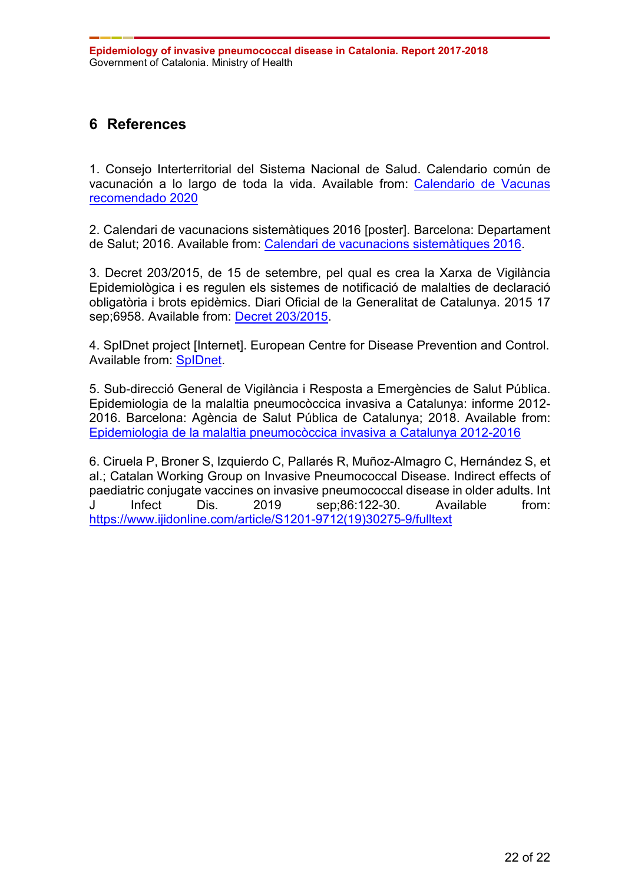## 6 References

1. Consejo Interterritorial del Sistema Nacional de Salud. Calendario común de vacunación a lo largo de toda la vida. Available from: [Calendario de Vacunas recomendado 2020]

2. Calendari de vacunacions sistemàtiques 2016 [poster]. Barcelona: Departament de Salut; 2016. Available from: [Calendari de vacunacions sistemàtiques 2016].

3. Decret 203/2015, de 15 de setembre, pel qual es crea la Xarxa de Vigilància Epidemiològica i es regulen els sistemes de notificació de malalties de declaració obligatòria i brots epidèmics. Diari Oficial de la Generalitat de Catalunya. 2015 17 sep;6958. Available from: [Decret 203/2015].

4. SpIDnet project [Internet]. European Centre for Disease Prevention and Control. Available from: [SpIDnet].

5. Sub-direcció General de Vigilància i Resposta a Emergències de Salut Pública. Epidemiologia de la malaltia pneumocòccica invasiva a Catalunya: informe 2012-2016. Barcelona: Agència de Salut Pública de Catalunya; 2018. Available from: [Epidemiologia de la malaltia pneumocòccica invasiva a Catalunya 2012-2016]

6. Ciruela P, Broner S, Izquierdo C, Pallarés R, Muñoz-Almagro C, Hernández S, et al.; Catalan Working Group on Invasive Pneumococcal Disease. Indirect effects of paediatric conjugate vaccines on invasive pneumococcal disease in older adults. Int J Infect Dis. 2019 sep;86:122-30. Available from: https://www.ijidonline.com/article/S1201-9712(19)30275-9/fulltext